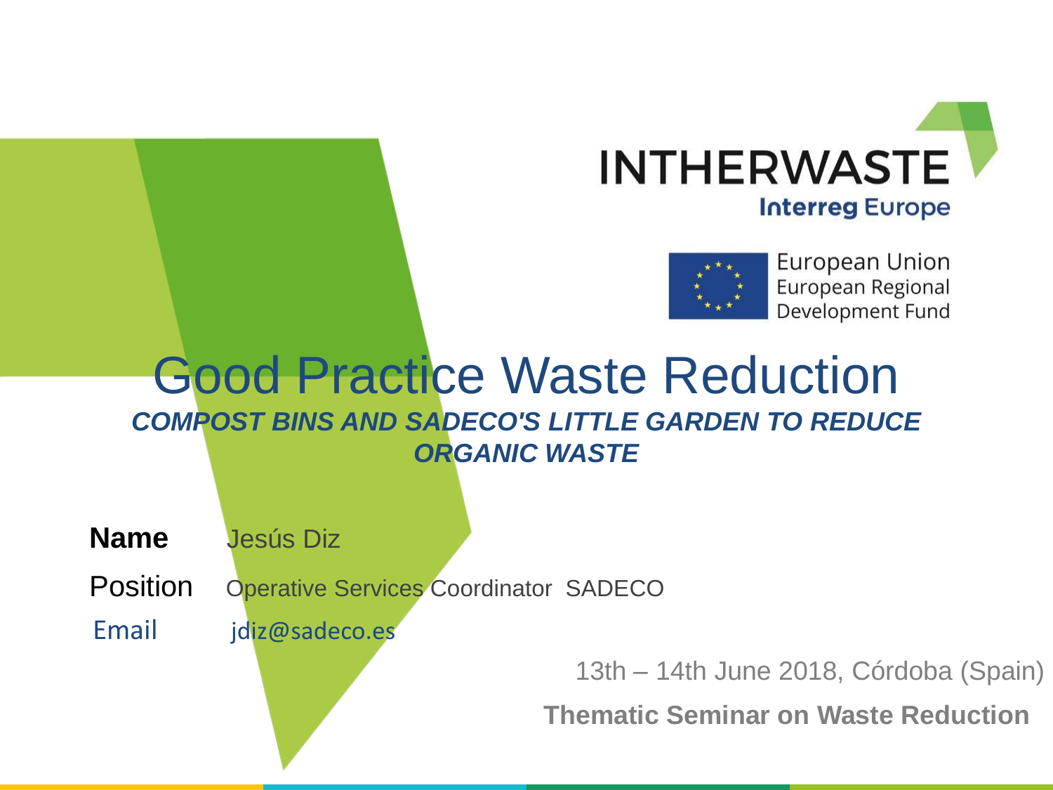INTHERWASTE

Interreg Europe

European Union
European Regional
Development Fund

# Good Practice Waste Reduction

***COMPOST BINS AND SADECO'S LITTLE GARDEN TO REDUCE ORGANIC WASTE***

**Name** Jesús Diz

Position Operative Services Coordinator SADECO

Email jdiz@sadeco.es

13th – 14th June 2018, Córdoba (Spain)

**Thematic Seminar on Waste Reduction**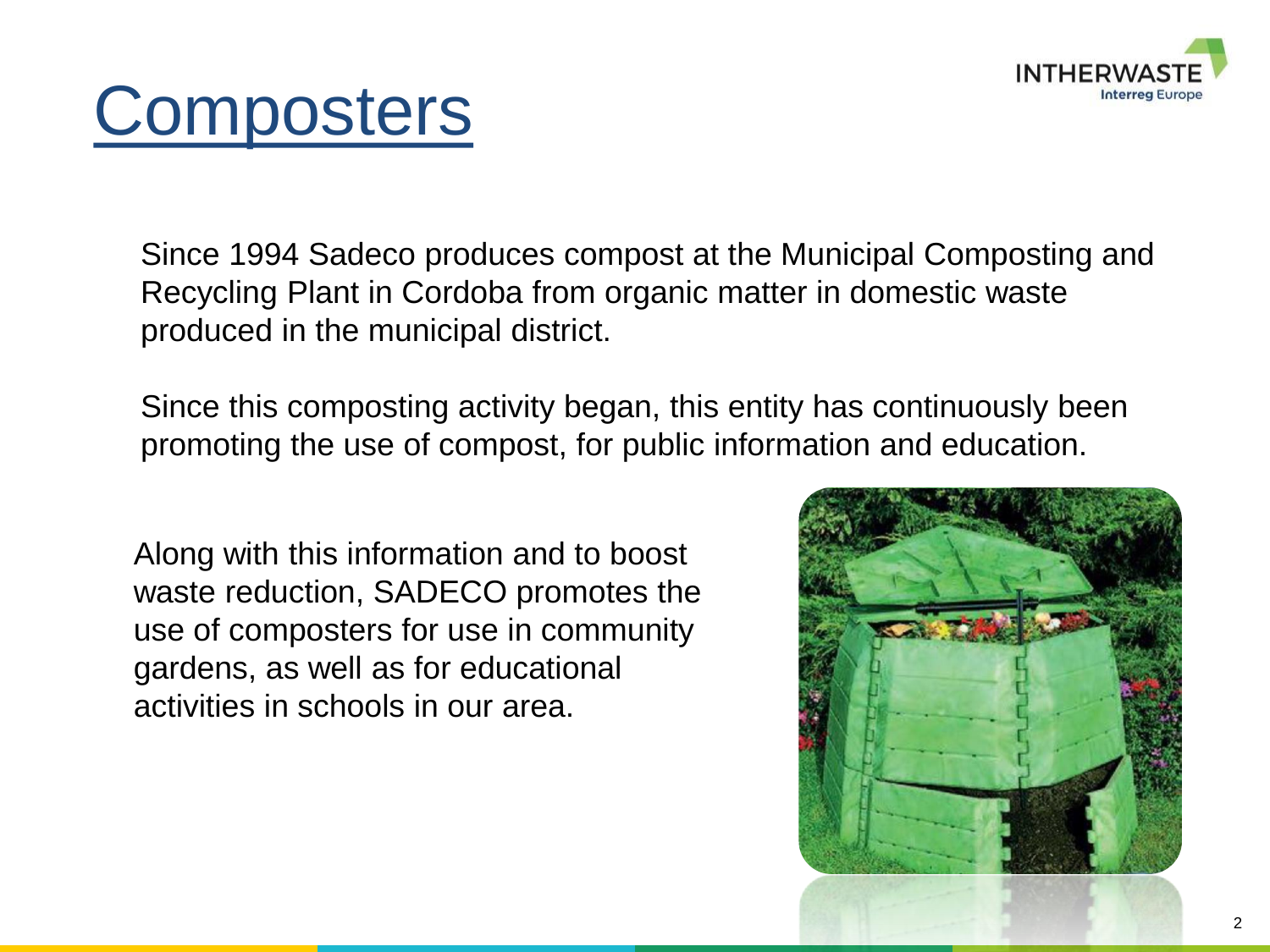# Composters

Since 1994 Sadeco produces compost at the Municipal Composting and Recycling Plant in Cordoba from organic matter in domestic waste produced in the municipal district.

Since this composting activity began, this entity has continuously been promoting the use of compost, for public information and education.

Along with this information and to boost waste reduction, SADECO promotes the use of composters for use in community gardens, as well as for educational activities in schools in our area.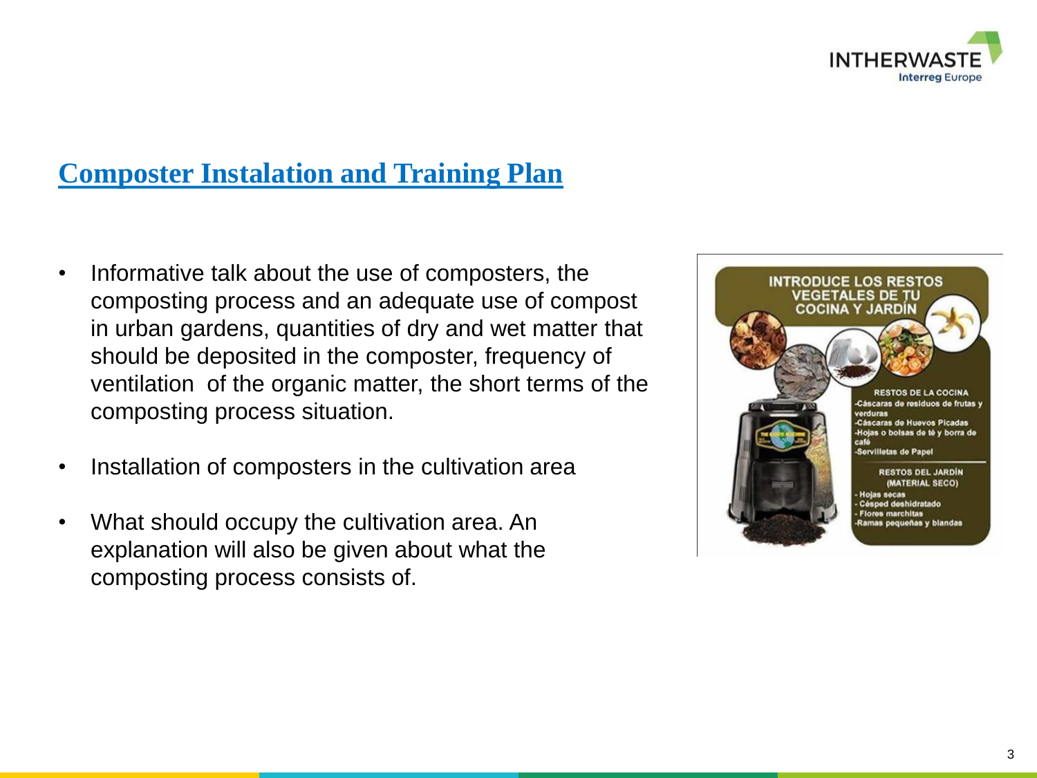## Composter Instalation and Training Plan

- Informative talk about the use of composters, the composting process and an adequate use of compost in urban gardens, quantities of dry and wet matter that should be deposited in the composter, frequency of ventilation of the organic matter, the short terms of the composting process situation.
- Installation of composters in the cultivation area
- What should occupy the cultivation area. An explanation will also be given about what the composting process consists of.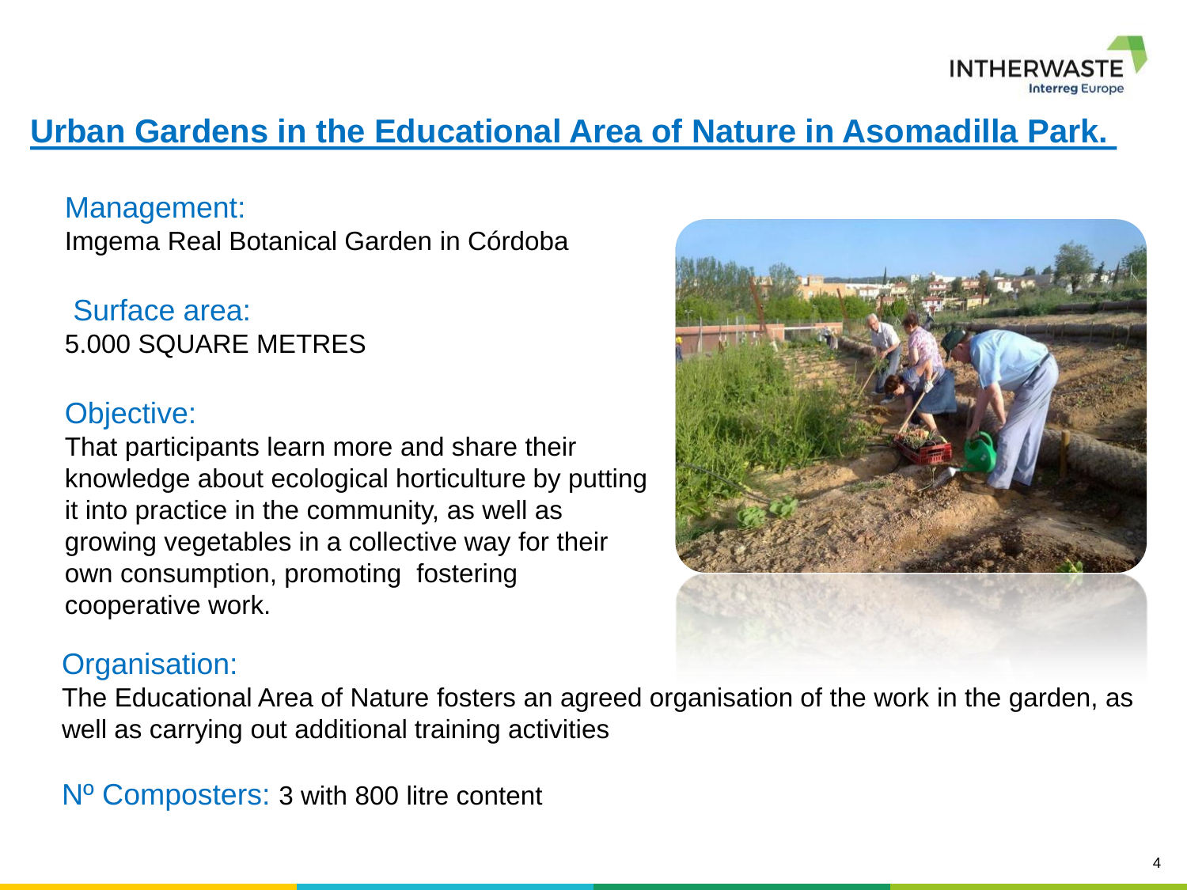# Urban Gardens in the Educational Area of Nature in Asomadilla Park.

## Management:

Imgema Real Botanical Garden in Córdoba

## Surface area:

5.000 SQUARE METRES

## Objective:

That participants learn more and share their knowledge about ecological horticulture by putting it into practice in the community, as well as growing vegetables in a collective way for their own consumption, promoting fostering cooperative work.

## Organisation:

The Educational Area of Nature fosters an agreed organisation of the work in the garden, as well as carrying out additional training activities

**Nº Composters:** 3 with 800 litre content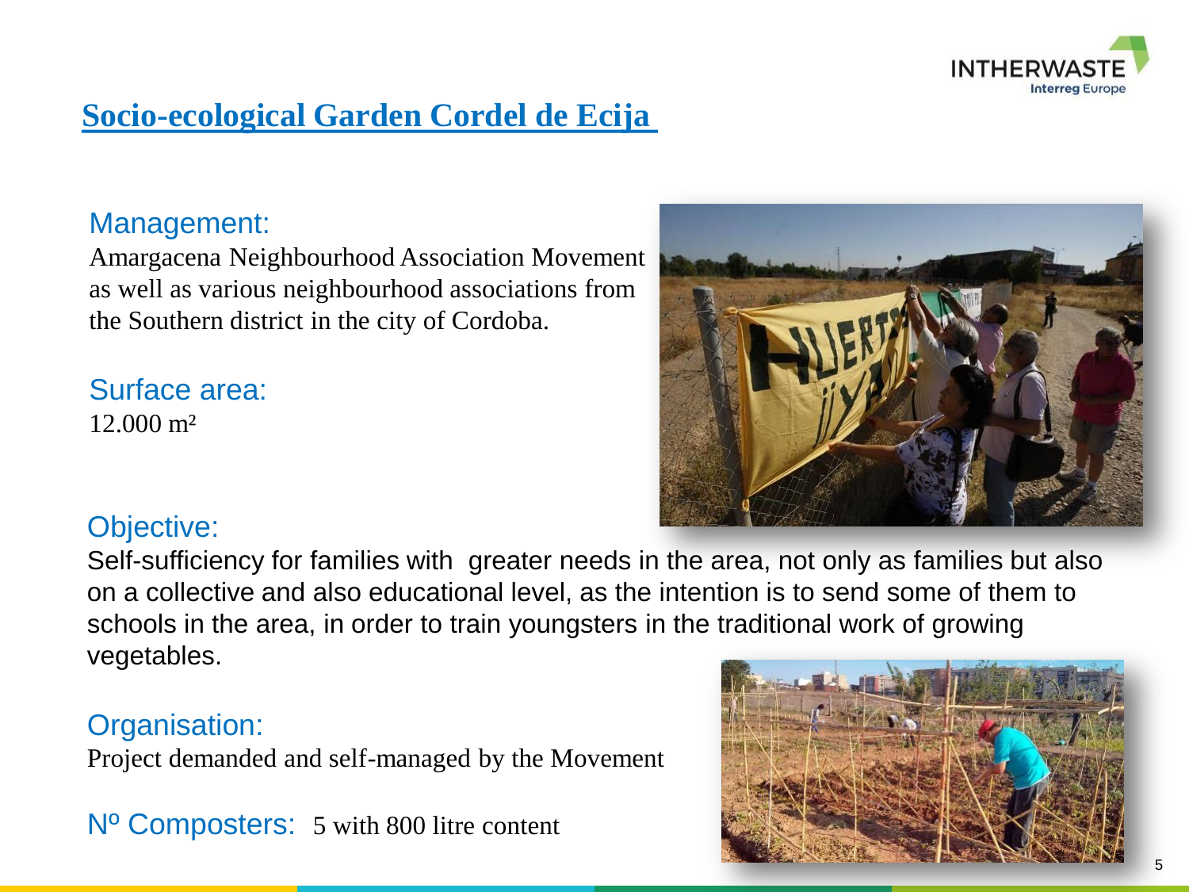# Socio-ecological Garden Cordel de Ecija

## Management:

Amargacena Neighbourhood Association Movement as well as various neighbourhood associations from the Southern district in the city of Cordoba.

## Surface area:

12.000 m²

## Objective:

Self-sufficiency for families with greater needs in the area, not only as families but also on a collective and also educational level, as the intention is to send some of them to schools in the area, in order to train youngsters in the traditional work of growing vegetables.

## Organisation:

Project demanded and self-managed by the Movement

## Nº Composters:

5 with 800 litre content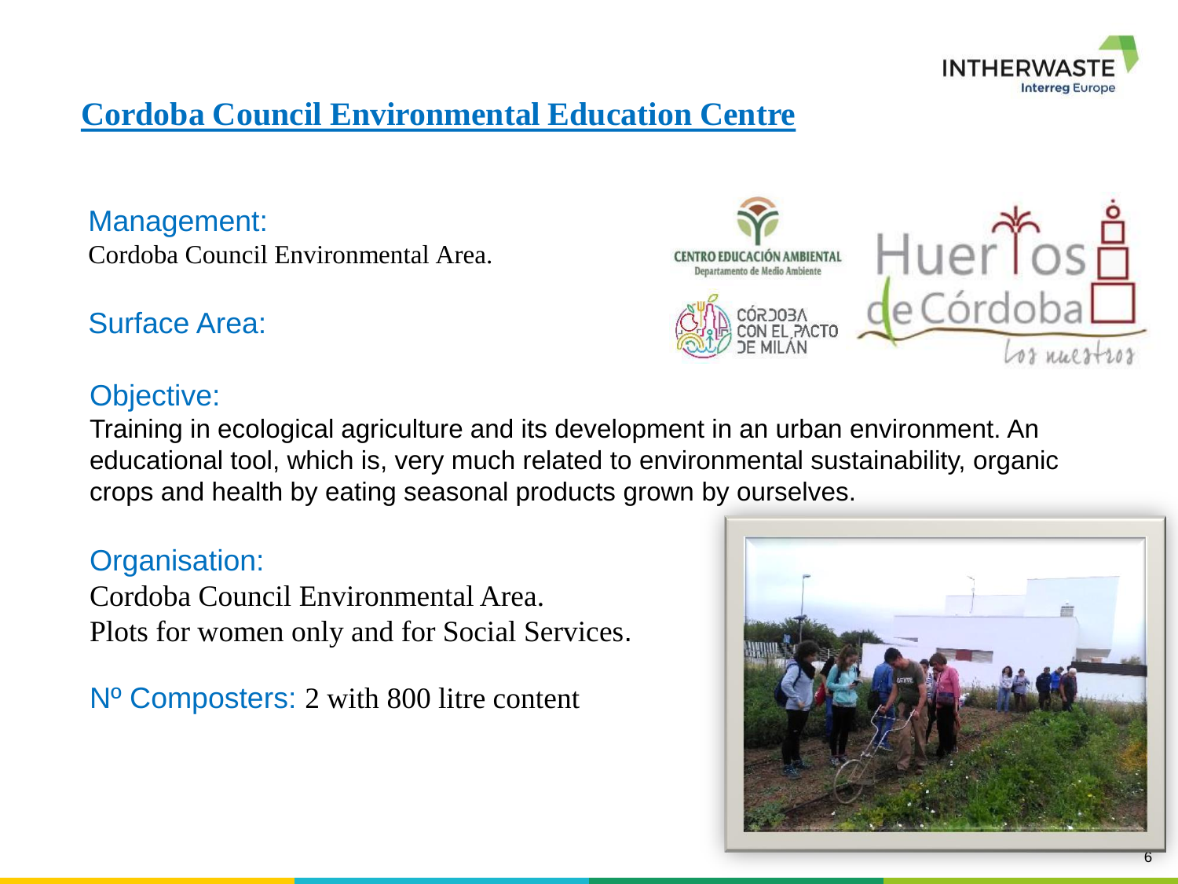# Cordoba Council Environmental Education Centre

Management:
Cordoba Council Environmental Area.

Surface Area:

Objective:
Training in ecological agriculture and its development in an urban environment. An educational tool, which is, very much related to environmental sustainability, organic crops and health by eating seasonal products grown by ourselves.

Organisation:
Cordoba Council Environmental Area.
Plots for women only and for Social Services.

Nº Composters: 2 with 800 litre content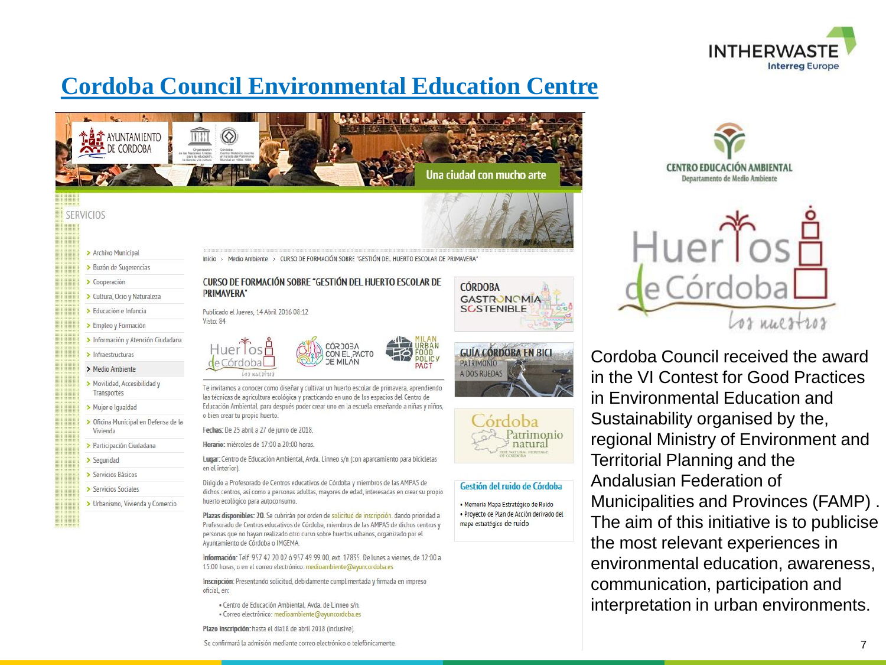# Cordoba Council Environmental Education Centre

Inicio > Medio Ambiente > CURSO DE FORMACIÓN SOBRE "GESTIÓN DEL HUERTO ESCOLAR DE PRIMAVERA"

## CURSO DE FORMACIÓN SOBRE "GESTIÓN DEL HUERTO ESCOLAR DE PRIMAVERA"

Publicado el Jueves, 14 Abril 2016 08:12
Visto: 84

Te invitamos a conocer como diseñar y cultivar un huerto escolar de primavera, aprendiendo las técnicas de agricultura ecológica y practicando en uno de los espacios del Centro de Educación Ambiental, para después poder crear uno en la escuela enseñando a niñas y niños, o bien crear tu propio huerto.

**Fechas:** De 25 abril a 27 de junio de 2018.

**Horario:** miércoles de 17:00 a 20:00 horas.

**Lugar:** Centro de Educación Ambiental, Avda. Linneo s/n (con aparcamiento para bicicletas en el interior).

Dirigido a Profesorado de Centros educativos de Córdoba y miembros de las AMPAS de dichos centros, así como a personas adultas, mayores de edad, interesadas en crear su propio huerto ecológico para autoconsumo.

**Plazas disponibles: 20.** Se cubrirán por orden de solicitud de inscripción, dando prioridad a Profesorado de Centros educativos de Córdoba, miembros de las AMPAS de dichos centros y personas que no hayan realizado otro curso sobre huertos urbanos, organizado por el Ayuntamiento de Córdoba o IMGEMA.

**Información:** Telf. 957 42 20 02 ó 957 49 99 00, ext. 17835. De lunes a viernes, de 12:00 a 15:00 horas, o en el correo electrónico: medioambiente@ayuncordoba.es

**Inscripción:** Presentando solicitud, debidamente cumplimentada y firmada en impreso oficial, en:

- Centro de Educación Ambiental, Avda. de Linneo s/n.
- Correo electrónico: medioambiente@ayuncordoba.es

**Plazo inscripción:** hasta el día18 de abril 2018 (inclusive).

Se confirmará la admisión mediante correo electrónico o telefónicamente.

Cordoba Council received the award in the VI Contest for Good Practices in Environmental Education and Sustainability organised by the, regional Ministry of Environment and Territorial Planning and the Andalusian Federation of Municipalities and Provinces (FAMP) . The aim of this initiative is to publicise the most relevant experiences in environmental education, awareness, communication, participation and interpretation in urban environments.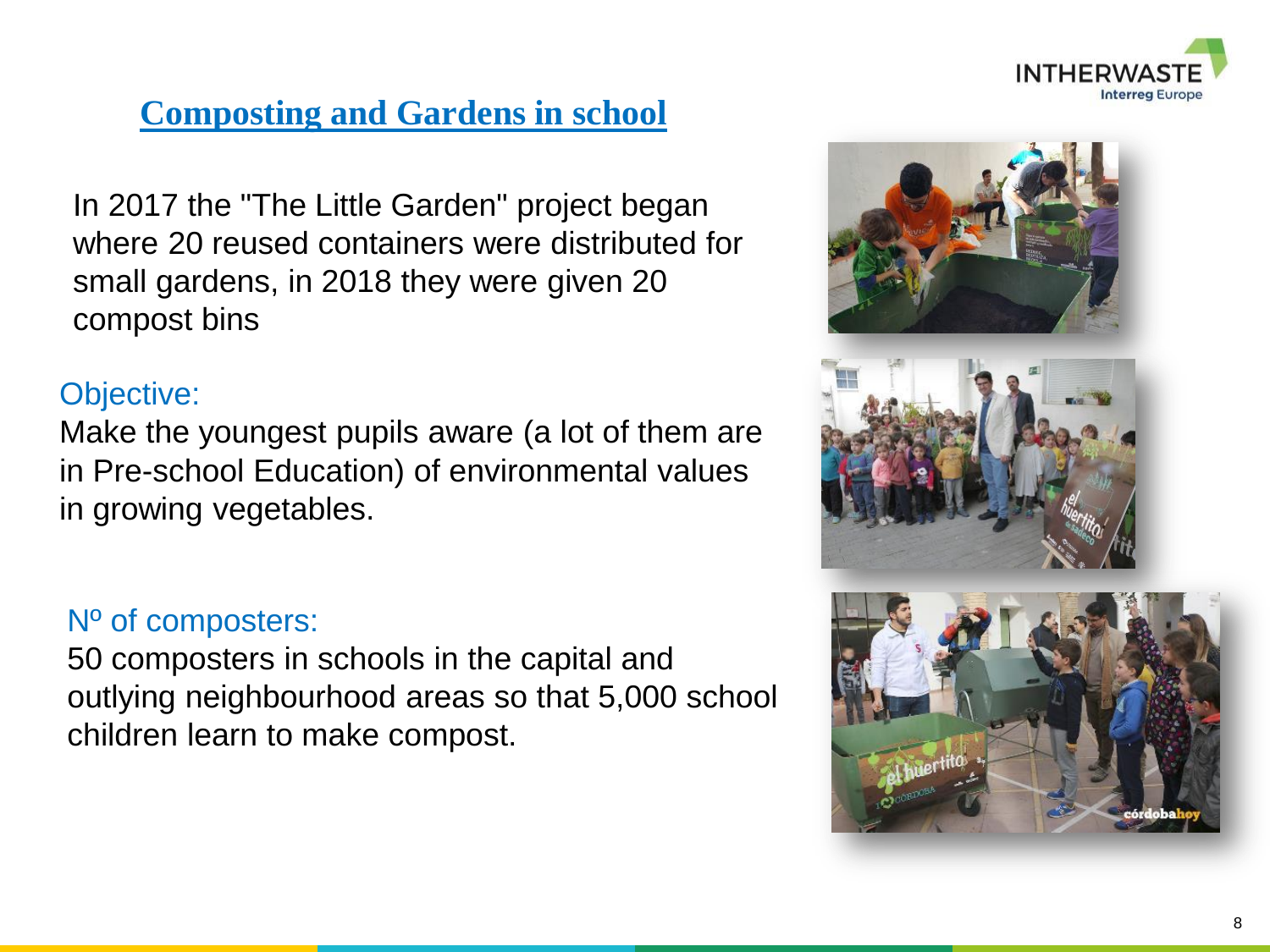## Composting and Gardens in school

In 2017 the "The Little Garden" project began where 20 reused containers were distributed for small gardens, in 2018 they were given 20 compost bins

Objective:

Make the youngest pupils aware (a lot of them are in Pre-school Education) of environmental values in growing vegetables.

Nº of composters:

50 composters in schools in the capital and outlying neighbourhood areas so that 5,000 school children learn to make compost.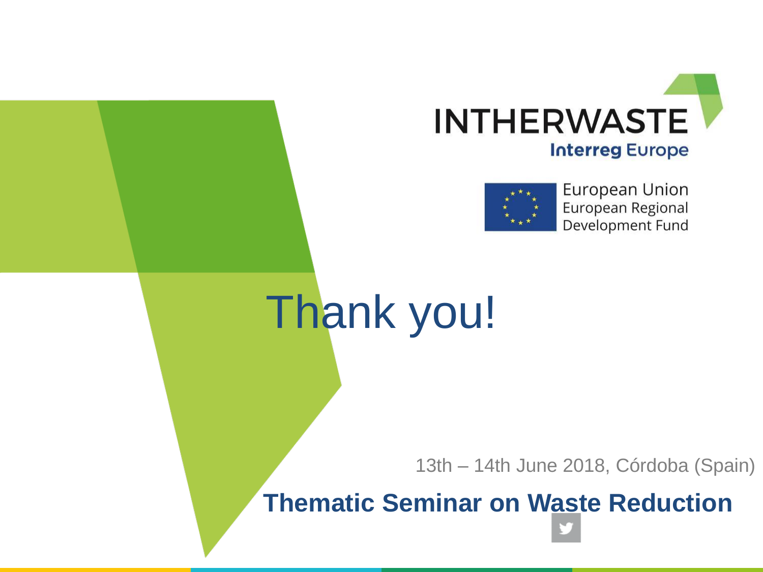INTHERWASTE

Interreg Europe

European Union
European Regional
Development Fund

# Thank you!

13th – 14th June 2018, Córdoba (Spain)

**Thematic Seminar on Waste Reduction**